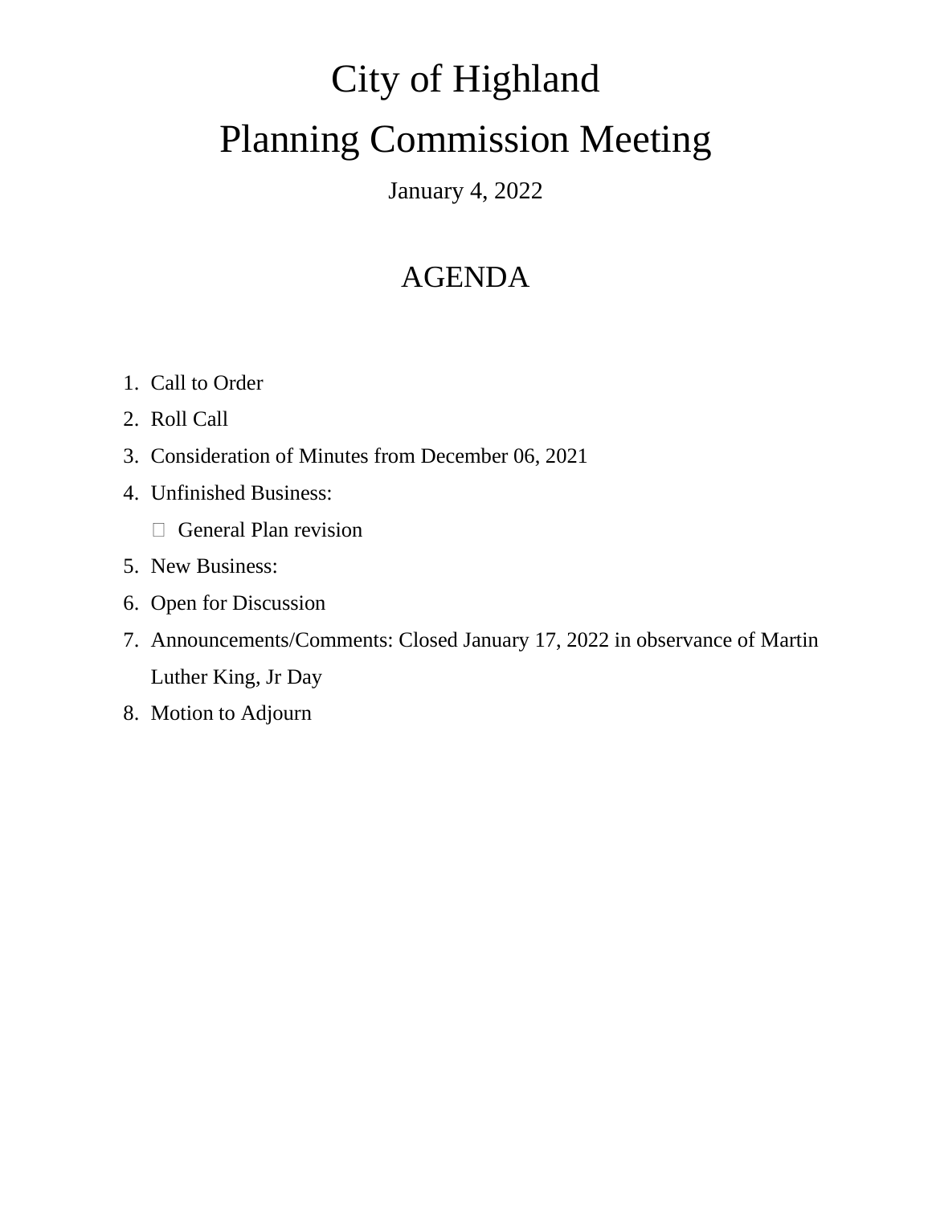# City of Highland

# Planning Commission Meeting

January 4, 2022

## AGENDA

1. Call to Order
2. Roll Call
3. Consideration of Minutes from December 06, 2021
4. Unfinished Business:
   - General Plan revision
5. New Business:
6. Open for Discussion
7. Announcements/Comments: Closed January 17, 2022 in observance of Martin Luther King, Jr Day
8. Motion to Adjourn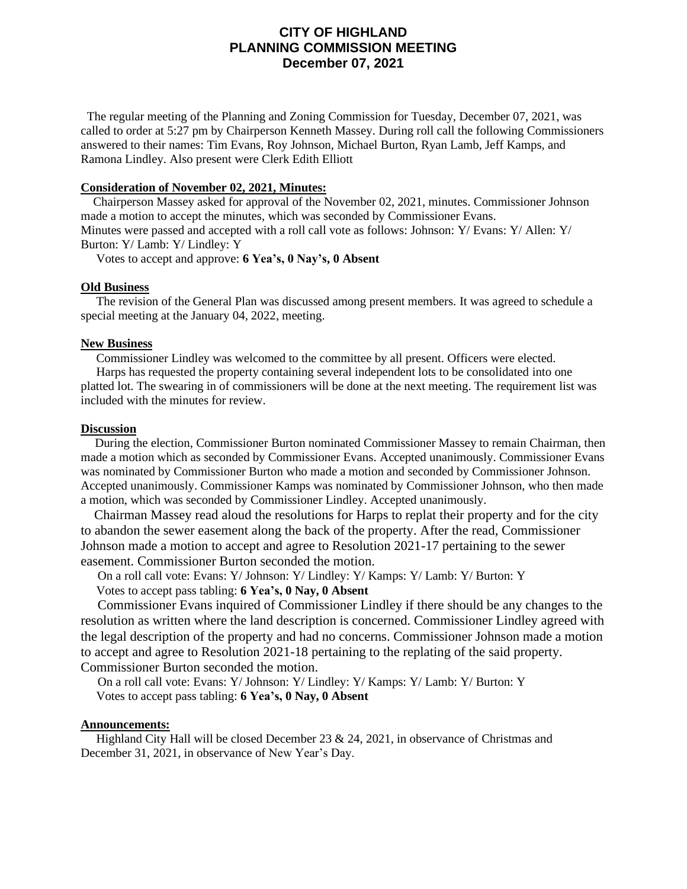# CITY OF HIGHLAND
# PLANNING COMMISSION MEETING
# December 07, 2021

The regular meeting of the Planning and Zoning Commission for Tuesday, December 07, 2021, was called to order at 5:27 pm by Chairperson Kenneth Massey. During roll call the following Commissioners answered to their names: Tim Evans, Roy Johnson, Michael Burton, Ryan Lamb, Jeff Kamps, and Ramona Lindley. Also present were Clerk Edith Elliott

**Consideration of November 02, 2021, Minutes:**

Chairperson Massey asked for approval of the November 02, 2021, minutes. Commissioner Johnson made a motion to accept the minutes, which was seconded by Commissioner Evans. Minutes were passed and accepted with a roll call vote as follows: Johnson: Y/ Evans: Y/ Allen: Y/ Burton: Y/ Lamb: Y/ Lindley: Y

Votes to accept and approve: **6 Yea's, 0 Nay's, 0 Absent**

**Old Business**

The revision of the General Plan was discussed among present members. It was agreed to schedule a special meeting at the January 04, 2022, meeting.

**New Business**

Commissioner Lindley was welcomed to the committee by all present. Officers were elected.

Harps has requested the property containing several independent lots to be consolidated into one platted lot. The swearing in of commissioners will be done at the next meeting. The requirement list was included with the minutes for review.

**Discussion**

During the election, Commissioner Burton nominated Commissioner Massey to remain Chairman, then made a motion which as seconded by Commissioner Evans. Accepted unanimously. Commissioner Evans was nominated by Commissioner Burton who made a motion and seconded by Commissioner Johnson. Accepted unanimously. Commissioner Kamps was nominated by Commissioner Johnson, who then made a motion, which was seconded by Commissioner Lindley. Accepted unanimously.

Chairman Massey read aloud the resolutions for Harps to replat their property and for the city to abandon the sewer easement along the back of the property. After the read, Commissioner Johnson made a motion to accept and agree to Resolution 2021-17 pertaining to the sewer easement. Commissioner Burton seconded the motion.

On a roll call vote: Evans: Y/ Johnson: Y/ Lindley: Y/ Kamps: Y/ Lamb: Y/ Burton: Y

Votes to accept pass tabling: **6 Yea's, 0 Nay, 0 Absent**

Commissioner Evans inquired of Commissioner Lindley if there should be any changes to the resolution as written where the land description is concerned. Commissioner Lindley agreed with the legal description of the property and had no concerns. Commissioner Johnson made a motion to accept and agree to Resolution 2021-18 pertaining to the replating of the said property. Commissioner Burton seconded the motion.

On a roll call vote: Evans: Y/ Johnson: Y/ Lindley: Y/ Kamps: Y/ Lamb: Y/ Burton: Y

Votes to accept pass tabling: **6 Yea's, 0 Nay, 0 Absent**

**Announcements:**

Highland City Hall will be closed December 23 & 24, 2021, in observance of Christmas and December 31, 2021, in observance of New Year's Day.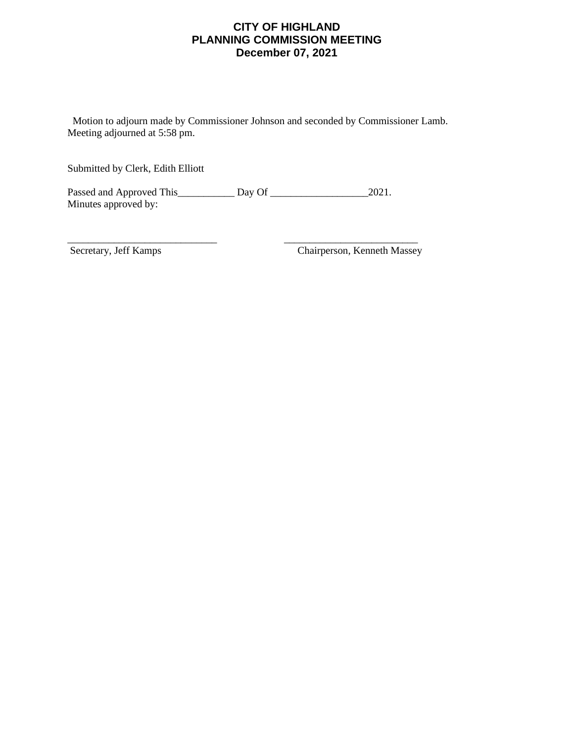**CITY OF HIGHLAND**
**PLANNING COMMISSION MEETING**
**December 07, 2021**

Motion to adjourn made by Commissioner Johnson and seconded by Commissioner Lamb. Meeting adjourned at 5:58 pm.

Submitted by Clerk, Edith Elliott

Passed and Approved This___________ Day Of ___________________2021.
Minutes approved by:

_____________________________ __________________________
Secretary, Jeff Kamps Chairperson, Kenneth Massey